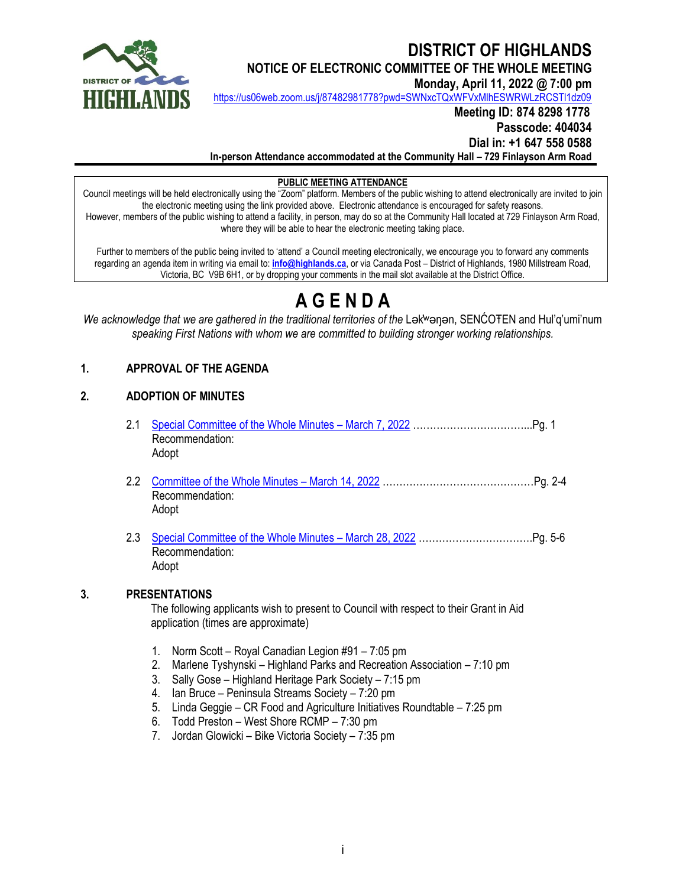# DISTRICT OF HIGHLANDS

## NOTICE OF ELECTRONIC COMMITTEE OF THE WHOLE MEETING

**Monday, April 11, 2022 @ 7:00 pm**

https://us06web.zoom.us/j/87482981778?pwd=SWNxcTQxWFVxMlhESWRWLzRCSTl1dz09

**Meeting ID: 874 8298 1778**

**Passcode: 404034**

**Dial in: +1 647 558 0588**

**In-person Attendance accommodated at the Community Hall – 729 Finlayson Arm Road**

---

**PUBLIC MEETING ATTENDANCE**

Council meetings will be held electronically using the "Zoom" platform. Members of the public wishing to attend electronically are invited to join the electronic meeting using the link provided above. Electronic attendance is encouraged for safety reasons. However, members of the public wishing to attend a facility, in person, may do so at the Community Hall located at 729 Finlayson Arm Road, where they will be able to hear the electronic meeting taking place.

Further to members of the public being invited to 'attend' a Council meeting electronically, we encourage you to forward any comments regarding an agenda item in writing via email to: **info@highlands.ca**, or via Canada Post – District of Highlands, 1980 Millstream Road, Victoria, BC V9B 6H1, or by dropping your comments in the mail slot available at the District Office.

---

# A G E N D A

*We acknowledge that we are gathered in the traditional territories of the* Lək̓ʷəŋən, SENĆOŦEN and Hul'q'umi'num *speaking First Nations with whom we are committed to building stronger working relationships.*

## 1. APPROVAL OF THE AGENDA

## 2. ADOPTION OF MINUTES

2.1 Special Committee of the Whole Minutes – March 7, 2022 ……………………………...Pg. 1
Recommendation:
Adopt

2.2 Committee of the Whole Minutes – March 14, 2022 ……………………………………….Pg. 2-4
Recommendation:
Adopt

2.3 Special Committee of the Whole Minutes – March 28, 2022 ……………………………..Pg. 5-6
Recommendation:
Adopt

## 3. PRESENTATIONS

The following applicants wish to present to Council with respect to their Grant in Aid application (times are approximate)

1. Norm Scott – Royal Canadian Legion #91 – 7:05 pm
2. Marlene Tyshynski – Highland Parks and Recreation Association – 7:10 pm
3. Sally Gose – Highland Heritage Park Society – 7:15 pm
4. Ian Bruce – Peninsula Streams Society – 7:20 pm
5. Linda Geggie – CR Food and Agriculture Initiatives Roundtable – 7:25 pm
6. Todd Preston – West Shore RCMP – 7:30 pm
7. Jordan Glowicki – Bike Victoria Society – 7:35 pm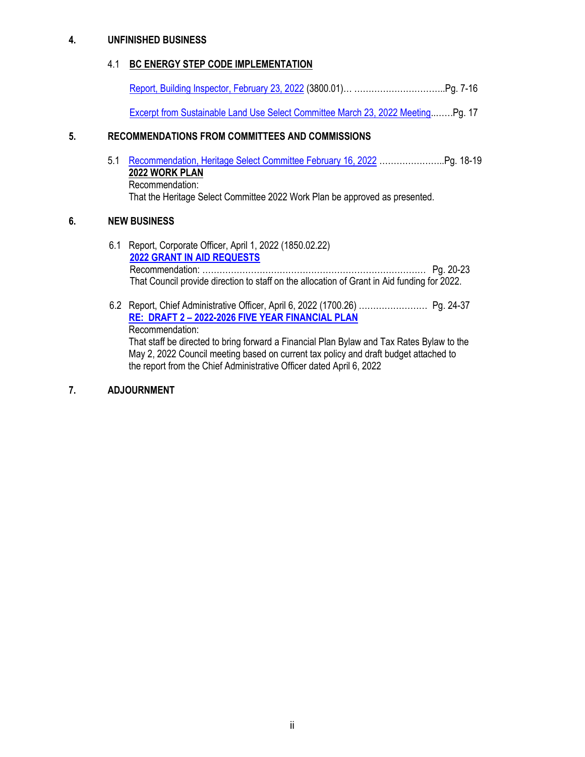## 4. UNFINISHED BUSINESS

### 4.1 BC ENERGY STEP CODE IMPLEMENTATION

Report, Building Inspector, February 23, 2022 (3800.01)… …………………………..Pg. 7-16

Excerpt from Sustainable Land Use Select Committee March 23, 2022 Meeting..……Pg. 17

## 5. RECOMMENDATIONS FROM COMMITTEES AND COMMISSIONS

5.1 Recommendation, Heritage Select Committee February 16, 2022 …………………..Pg. 18-19
**2022 WORK PLAN**
Recommendation:
That the Heritage Select Committee 2022 Work Plan be approved as presented.

## 6. NEW BUSINESS

6.1 Report, Corporate Officer, April 1, 2022 (1850.02.22)
**2022 GRANT IN AID REQUESTS**
Recommendation: …………………………………………………………………… Pg. 20-23
That Council provide direction to staff on the allocation of Grant in Aid funding for 2022.

6.2 Report, Chief Administrative Officer, April 6, 2022 (1700.26) …………………… Pg. 24-37
**RE: DRAFT 2 – 2022-2026 FIVE YEAR FINANCIAL PLAN**
Recommendation:
That staff be directed to bring forward a Financial Plan Bylaw and Tax Rates Bylaw to the May 2, 2022 Council meeting based on current tax policy and draft budget attached to the report from the Chief Administrative Officer dated April 6, 2022

## 7. ADJOURNMENT